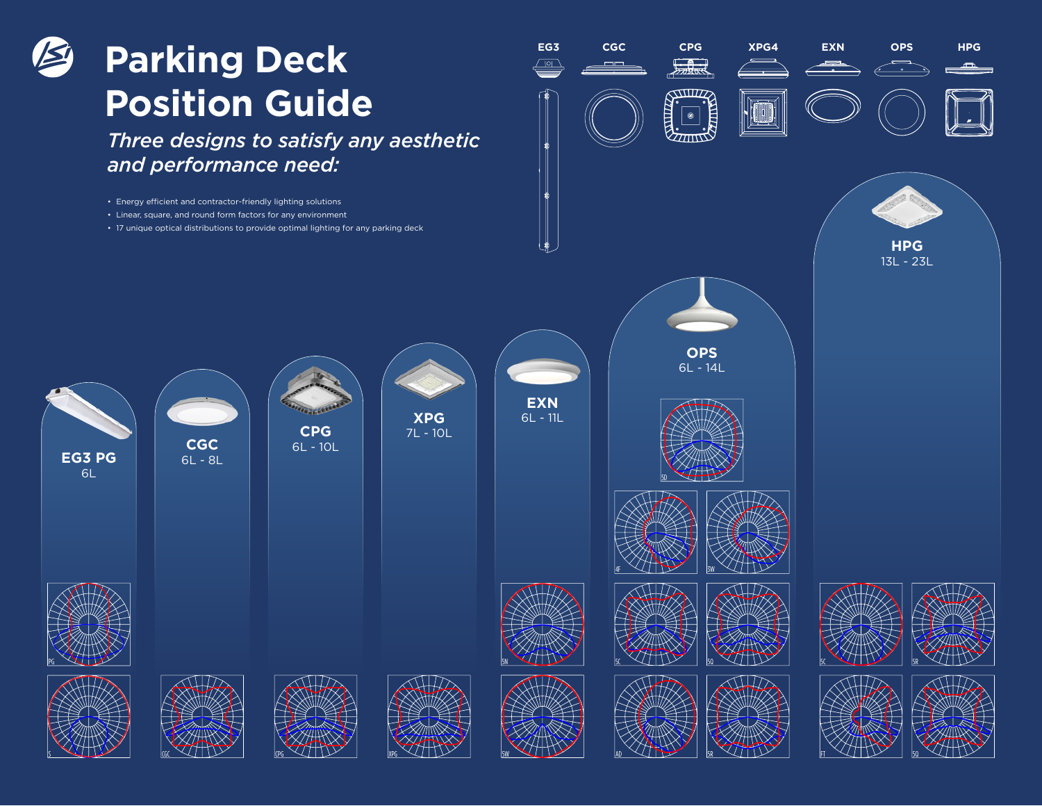# Parking Deck Position Guide

## *Three designs to satisfy any aesthetic and performance need:*

- Energy efficient and contractor-friendly lighting solutions
- Linear, square, and round form factors for any environment
- 17 unique optical distributions to provide optimal lighting for any parking deck

EG3 | CGC | CPG | XPG4 | EXN | OPS | HPG

**EG3 PG**
6L

PG | S

**CGC**
6L - 8L

CGC

**CPG**
6L - 10L

CPG

**XPG**
7L - 10L

XPG

**EXN**
6L - 11L

5N | 5W

**OPS**
6L - 14L

5D | 4F | 3W | 5C | 5Q | AD | 5R

**HPG**
13L - 23L

5C | 5R | FT | 5Q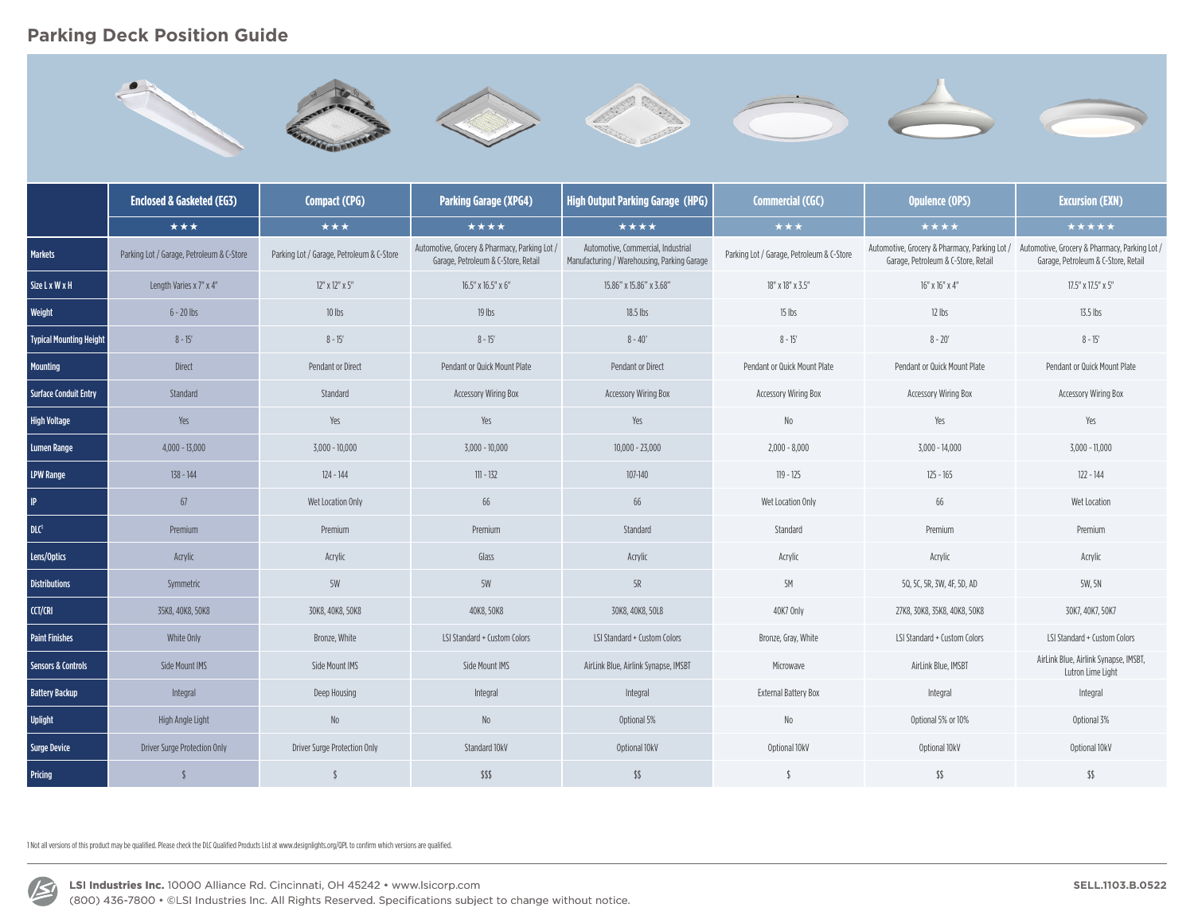## Parking Deck Position Guide

| | Enclosed & Gasketed (EG3) | Compact (CPG) | Parking Garage (XPG4) | High Output Parking Garage (HPG) | Commercial (CGC) | Opulence (OPS) | Excursion (EXN) |
|---|---|---|---|---|---|---|---|
| | ★★★ | ★★★ | ★★★★ | ★★★★ | ★★★ | ★★★★ | ★★★★★ |
| Markets | Parking Lot / Garage, Petroleum & C-Store | Parking Lot / Garage, Petroleum & C-Store | Automotive, Grocery & Pharmacy, Parking Lot / Garage, Petroleum & C-Store, Retail | Automotive, Commercial, Industrial Manufacturing / Warehousing, Parking Garage | Parking Lot / Garage, Petroleum & C-Store | Automotive, Grocery & Pharmacy, Parking Lot / Garage, Petroleum & C-Store, Retail | Automotive, Grocery & Pharmacy, Parking Lot / Garage, Petroleum & C-Store, Retail |
| Size L x W x H | Length Varies x 7" x 4" | 12" x 12" x 5" | 16.5" x 16.5" x 6" | 15.86" x 15.86" x 3.68" | 18" x 18" x 3.5" | 16" x 16" x 4" | 17.5" x 17.5" x 5" |
| Weight | 6 - 20 lbs | 10 lbs | 19 lbs | 18.5 lbs | 15 lbs | 12 lbs | 13.5 lbs |
| Typical Mounting Height | 8 - 15' | 8 - 15' | 8 - 15' | 8 - 40' | 8 - 15' | 8 - 20' | 8 - 15' |
| Mounting | Direct | Pendant or Direct | Pendant or Quick Mount Plate | Pendant or Direct | Pendant or Quick Mount Plate | Pendant or Quick Mount Plate | Pendant or Quick Mount Plate |
| Surface Conduit Entry | Standard | Standard | Accessory Wiring Box | Accessory Wiring Box | Accessory Wiring Box | Accessory Wiring Box | Accessory Wiring Box |
| High Voltage | Yes | Yes | Yes | Yes | No | Yes | Yes |
| Lumen Range | 4,000 - 13,000 | 3,000 - 10,000 | 3,000 - 10,000 | 10,000 - 23,000 | 2,000 - 8,000 | 3,000 - 14,000 | 3,000 - 11,000 |
| LPW Range | 138 - 144 | 124 - 144 | 111 - 132 | 107-140 | 119 - 125 | 125 - 165 | 122 - 144 |
| IP | 67 | Wet Location Only | 66 | 66 | Wet Location Only | 66 | Wet Location |
| DLC[1] | Premium | Premium | Premium | Standard | Standard | Premium | Premium |
| Lens/Optics | Acrylic | Acrylic | Glass | Acrylic | Acrylic | Acrylic | Acrylic |
| Distributions | Symmetric | 5W | 5W | 5R | 5M | 5Q, 5C, 5R, 3W, 4F, 5D, AD | 5W, 5N |
| CCT/CRI | 35K8, 40K8, 50K8 | 30K8, 40K8, 50K8 | 40K8, 50K8 | 30K8, 40K8, 50L8 | 40K7 Only | 27K8, 30K8, 35K8, 40K8, 50K8 | 30K7, 40K7, 50K7 |
| Paint Finishes | White Only | Bronze, White | LSI Standard + Custom Colors | LSI Standard + Custom Colors | Bronze, Gray, White | LSI Standard + Custom Colors | LSI Standard + Custom Colors |
| Sensors & Controls | Side Mount IMS | Side Mount IMS | Side Mount IMS | AirLink Blue, Airlink Synapse, IMSBT | Microwave | AirLink Blue, IMSBT | AirLink Blue, Airlink Synapse, IMSBT, Lutron Lime Light |
| Battery Backup | Integral | Deep Housing | Integral | Integral | External Battery Box | Integral | Integral |
| Uplight | High Angle Light | No | No | Optional 5% | No | Optional 5% or 10% | Optional 3% |
| Surge Device | Driver Surge Protection Only | Driver Surge Protection Only | Standard 10kV | Optional 10kV | Optional 10kV | Optional 10kV | Optional 10kV |
| Pricing | $ | $ | $$$ | $$ | $ | $$ | $$ |

1 Not all versions of this product may be qualified. Please check the DLC Qualified Products List at www.designlights.org/QPL to confirm which versions are qualified.

**LSI Industries Inc.** 10000 Alliance Rd. Cincinnati, OH 45242 • www.lsicorp.com
(800) 436-7800 • ©LSI Industries Inc. All Rights Reserved. Specifications subject to change without notice.

SELL.1103.B.0522